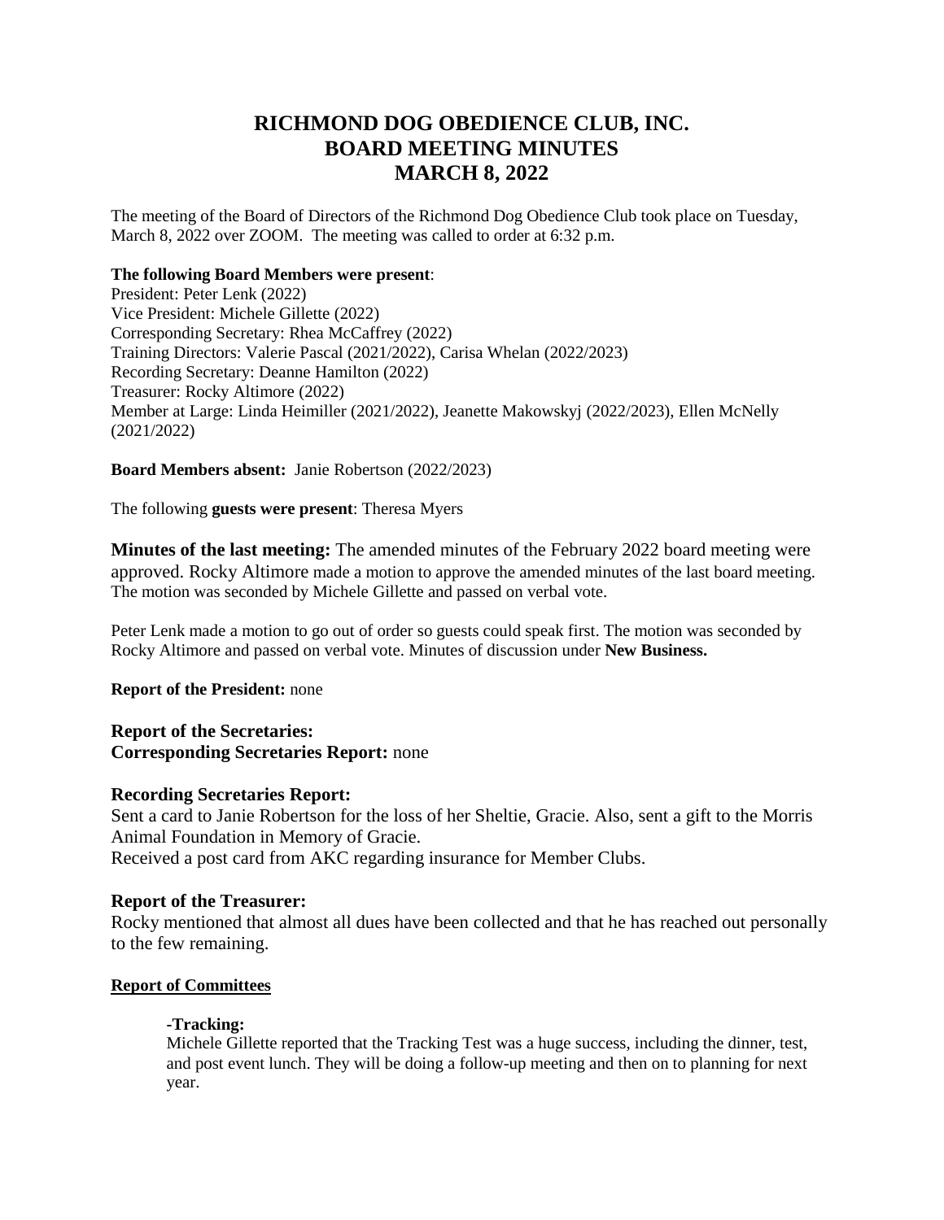# RICHMOND DOG OBEDIENCE CLUB, INC.
# BOARD MEETING MINUTES
# MARCH 8, 2022

The meeting of the Board of Directors of the Richmond Dog Obedience Club took place on Tuesday, March 8, 2022 over ZOOM. The meeting was called to order at 6:32 p.m.

**The following Board Members were present**:
President: Peter Lenk (2022)
Vice President: Michele Gillette (2022)
Corresponding Secretary: Rhea McCaffrey (2022)
Training Directors: Valerie Pascal (2021/2022), Carisa Whelan (2022/2023)
Recording Secretary: Deanne Hamilton (2022)
Treasurer: Rocky Altimore (2022)
Member at Large: Linda Heimiller (2021/2022), Jeanette Makowskyj (2022/2023), Ellen McNelly (2021/2022)

**Board Members absent:** Janie Robertson (2022/2023)

The following **guests were present**: Theresa Myers

**Minutes of the last meeting:** The amended minutes of the February 2022 board meeting were approved. Rocky Altimore made a motion to approve the amended minutes of the last board meeting. The motion was seconded by Michele Gillette and passed on verbal vote.

Peter Lenk made a motion to go out of order so guests could speak first. The motion was seconded by Rocky Altimore and passed on verbal vote. Minutes of discussion under **New Business.**

**Report of the President:** none

**Report of the Secretaries:**
**Corresponding Secretaries Report:** none

**Recording Secretaries Report:**
Sent a card to Janie Robertson for the loss of her Sheltie, Gracie. Also, sent a gift to the Morris Animal Foundation in Memory of Gracie.
Received a post card from AKC regarding insurance for Member Clubs.

**Report of the Treasurer:**
Rocky mentioned that almost all dues have been collected and that he has reached out personally to the few remaining.

**Report of Committees**

-**Tracking:**
Michele Gillette reported that the Tracking Test was a huge success, including the dinner, test, and post event lunch. They will be doing a follow-up meeting and then on to planning for next year.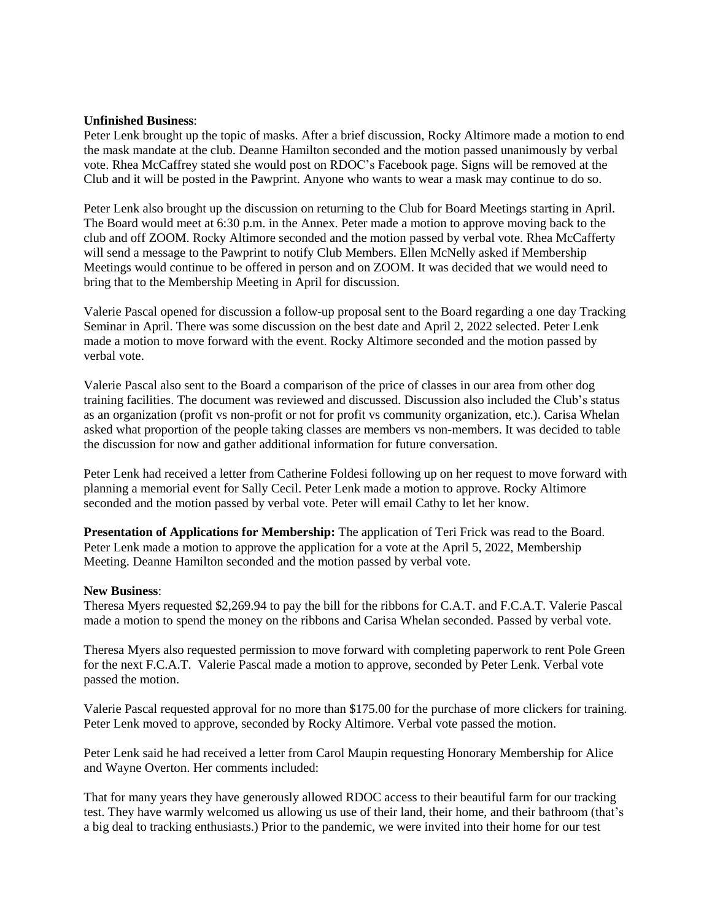**Unfinished Business**:

Peter Lenk brought up the topic of masks. After a brief discussion, Rocky Altimore made a motion to end the mask mandate at the club. Deanne Hamilton seconded and the motion passed unanimously by verbal vote. Rhea McCaffrey stated she would post on RDOC's Facebook page. Signs will be removed at the Club and it will be posted in the Pawprint. Anyone who wants to wear a mask may continue to do so.

Peter Lenk also brought up the discussion on returning to the Club for Board Meetings starting in April. The Board would meet at 6:30 p.m. in the Annex. Peter made a motion to approve moving back to the club and off ZOOM. Rocky Altimore seconded and the motion passed by verbal vote. Rhea McCafferty will send a message to the Pawprint to notify Club Members. Ellen McNelly asked if Membership Meetings would continue to be offered in person and on ZOOM. It was decided that we would need to bring that to the Membership Meeting in April for discussion.

Valerie Pascal opened for discussion a follow-up proposal sent to the Board regarding a one day Tracking Seminar in April. There was some discussion on the best date and April 2, 2022 selected. Peter Lenk made a motion to move forward with the event. Rocky Altimore seconded and the motion passed by verbal vote.

Valerie Pascal also sent to the Board a comparison of the price of classes in our area from other dog training facilities. The document was reviewed and discussed. Discussion also included the Club's status as an organization (profit vs non-profit or not for profit vs community organization, etc.). Carisa Whelan asked what proportion of the people taking classes are members vs non-members. It was decided to table the discussion for now and gather additional information for future conversation.

Peter Lenk had received a letter from Catherine Foldesi following up on her request to move forward with planning a memorial event for Sally Cecil. Peter Lenk made a motion to approve. Rocky Altimore seconded and the motion passed by verbal vote. Peter will email Cathy to let her know.

**Presentation of Applications for Membership:** The application of Teri Frick was read to the Board. Peter Lenk made a motion to approve the application for a vote at the April 5, 2022, Membership Meeting. Deanne Hamilton seconded and the motion passed by verbal vote.

**New Business**:

Theresa Myers requested $2,269.94 to pay the bill for the ribbons for C.A.T. and F.C.A.T. Valerie Pascal made a motion to spend the money on the ribbons and Carisa Whelan seconded. Passed by verbal vote.

Theresa Myers also requested permission to move forward with completing paperwork to rent Pole Green for the next F.C.A.T. Valerie Pascal made a motion to approve, seconded by Peter Lenk. Verbal vote passed the motion.

Valerie Pascal requested approval for no more than $175.00 for the purchase of more clickers for training. Peter Lenk moved to approve, seconded by Rocky Altimore. Verbal vote passed the motion.

Peter Lenk said he had received a letter from Carol Maupin requesting Honorary Membership for Alice and Wayne Overton. Her comments included:

That for many years they have generously allowed RDOC access to their beautiful farm for our tracking test. They have warmly welcomed us allowing us use of their land, their home, and their bathroom (that's a big deal to tracking enthusiasts.) Prior to the pandemic, we were invited into their home for our test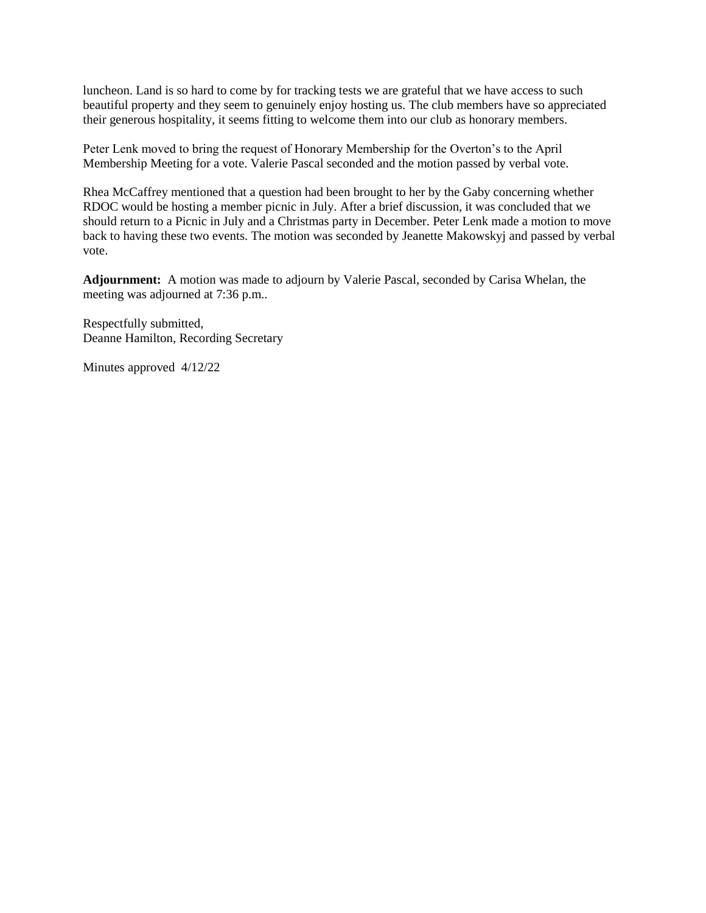luncheon. Land is so hard to come by for tracking tests we are grateful that we have access to such beautiful property and they seem to genuinely enjoy hosting us. The club members have so appreciated their generous hospitality, it seems fitting to welcome them into our club as honorary members.

Peter Lenk moved to bring the request of Honorary Membership for the Overton's to the April Membership Meeting for a vote. Valerie Pascal seconded and the motion passed by verbal vote.

Rhea McCaffrey mentioned that a question had been brought to her by the Gaby concerning whether RDOC would be hosting a member picnic in July. After a brief discussion, it was concluded that we should return to a Picnic in July and a Christmas party in December. Peter Lenk made a motion to move back to having these two events. The motion was seconded by Jeanette Makowskyj and passed by verbal vote.

**Adjournment:** A motion was made to adjourn by Valerie Pascal, seconded by Carisa Whelan, the meeting was adjourned at 7:36 p.m..

Respectfully submitted,
Deanne Hamilton, Recording Secretary

Minutes approved 4/12/22